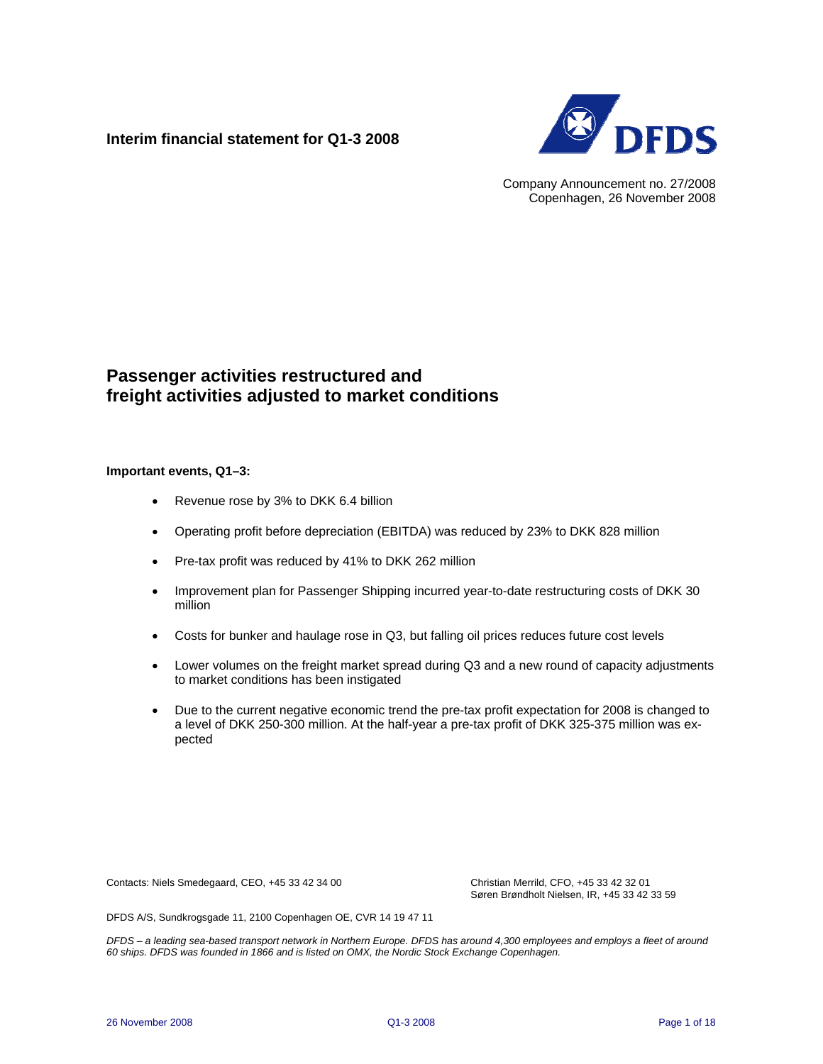**Interim financial statement for Q1-3 2008**

Company Announcement no. 27/2008
Copenhagen, 26 November 2008

## Passenger activities restructured and freight activities adjusted to market conditions

**Important events, Q1–3:**

- Revenue rose by 3% to DKK 6.4 billion
- Operating profit before depreciation (EBITDA) was reduced by 23% to DKK 828 million
- Pre-tax profit was reduced by 41% to DKK 262 million
- Improvement plan for Passenger Shipping incurred year-to-date restructuring costs of DKK 30 million
- Costs for bunker and haulage rose in Q3, but falling oil prices reduces future cost levels
- Lower volumes on the freight market spread during Q3 and a new round of capacity adjustments to market conditions has been instigated
- Due to the current negative economic trend the pre-tax profit expectation for 2008 is changed to a level of DKK 250-300 million. At the half-year a pre-tax profit of DKK 325-375 million was expected

Contacts: Niels Smedegaard, CEO, +45 33 42 34 00
Christian Merrild, CFO, +45 33 42 32 01
Søren Brøndholt Nielsen, IR, +45 33 42 33 59

DFDS A/S, Sundkrogsgade 11, 2100 Copenhagen OE, CVR 14 19 47 11

*DFDS – a leading sea-based transport network in Northern Europe. DFDS has around 4,300 employees and employs a fleet of around 60 ships. DFDS was founded in 1866 and is listed on OMX, the Nordic Stock Exchange Copenhagen.*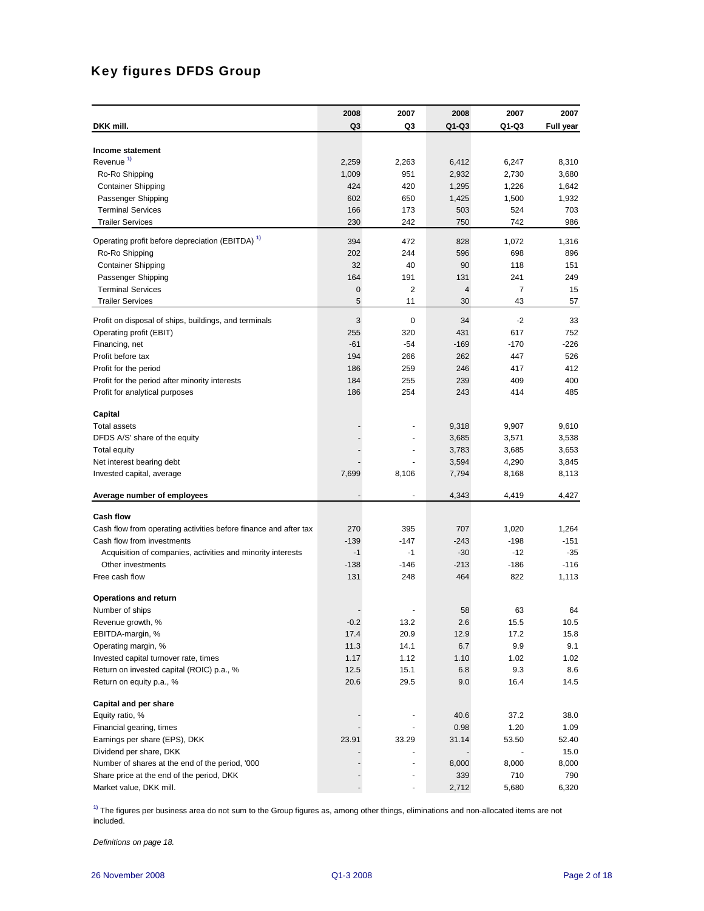# Key figures DFDS Group

| DKK mill. | 2008 Q3 | 2007 Q3 | 2008 Q1-Q3 | 2007 Q1-Q3 | 2007 Full year |
|---|---|---|---|---|---|
| **Income statement** | | | | | |
| Revenue [1] | 2,259 | 2,263 | 6,412 | 6,247 | 8,310 |
| Ro-Ro Shipping | 1,009 | 951 | 2,932 | 2,730 | 3,680 |
| Container Shipping | 424 | 420 | 1,295 | 1,226 | 1,642 |
| Passenger Shipping | 602 | 650 | 1,425 | 1,500 | 1,932 |
| Terminal Services | 166 | 173 | 503 | 524 | 703 |
| Trailer Services | 230 | 242 | 750 | 742 | 986 |
| Operating profit before depreciation (EBITDA) [1] | 394 | 472 | 828 | 1,072 | 1,316 |
| Ro-Ro Shipping | 202 | 244 | 596 | 698 | 896 |
| Container Shipping | 32 | 40 | 90 | 118 | 151 |
| Passenger Shipping | 164 | 191 | 131 | 241 | 249 |
| Terminal Services | 0 | 2 | 4 | 7 | 15 |
| Trailer Services | 5 | 11 | 30 | 43 | 57 |
| Profit on disposal of ships, buildings, and terminals | 3 | 0 | 34 | -2 | 33 |
| Operating profit (EBIT) | 255 | 320 | 431 | 617 | 752 |
| Financing, net | -61 | -54 | -169 | -170 | -226 |
| Profit before tax | 194 | 266 | 262 | 447 | 526 |
| Profit for the period | 186 | 259 | 246 | 417 | 412 |
| Profit for the period after minority interests | 184 | 255 | 239 | 409 | 400 |
| Profit for analytical purposes | 186 | 254 | 243 | 414 | 485 |
| **Capital** | | | | | |
| Total assets | - | - | 9,318 | 9,907 | 9,610 |
| DFDS A/S' share of the equity | - | - | 3,685 | 3,571 | 3,538 |
| Total equity | - | - | 3,783 | 3,685 | 3,653 |
| Net interest bearing debt | - | - | 3,594 | 4,290 | 3,845 |
| Invested capital, average | 7,699 | 8,106 | 7,794 | 8,168 | 8,113 |
| **Average number of employees** | - | - | 4,343 | 4,419 | 4,427 |
| **Cash flow** | | | | | |
| Cash flow from operating activities before finance and after tax | 270 | 395 | 707 | 1,020 | 1,264 |
| Cash flow from investments | -139 | -147 | -243 | -198 | -151 |
| Acquisition of companies, activities and minority interests | -1 | -1 | -30 | -12 | -35 |
| Other investments | -138 | -146 | -213 | -186 | -116 |
| Free cash flow | 131 | 248 | 464 | 822 | 1,113 |
| **Operations and return** | | | | | |
| Number of ships | - | - | 58 | 63 | 64 |
| Revenue growth, % | -0.2 | 13.2 | 2.6 | 15.5 | 10.5 |
| EBITDA-margin, % | 17.4 | 20.9 | 12.9 | 17.2 | 15.8 |
| Operating margin, % | 11.3 | 14.1 | 6.7 | 9.9 | 9.1 |
| Invested capital turnover rate, times | 1.17 | 1.12 | 1.10 | 1.02 | 1.02 |
| Return on invested capital (ROIC) p.a., % | 12.5 | 15.1 | 6.8 | 9.3 | 8.6 |
| Return on equity p.a., % | 20.6 | 29.5 | 9.0 | 16.4 | 14.5 |
| **Capital and per share** | | | | | |
| Equity ratio, % | - | - | 40.6 | 37.2 | 38.0 |
| Financial gearing, times | - | - | 0.98 | 1.20 | 1.09 |
| Earnings per share (EPS), DKK | 23.91 | 33.29 | 31.14 | 53.50 | 52.40 |
| Dividend per share, DKK | - | - | - | - | 15.0 |
| Number of shares at the end of the period, '000 | - | - | 8,000 | 8,000 | 8,000 |
| Share price at the end of the period, DKK | - | - | 339 | 710 | 790 |
| Market value, DKK mill. | - | - | 2,712 | 5,680 | 6,320 |

[1] The figures per business area do not sum to the Group figures as, among other things, eliminations and non-allocated items are not included.

*Definitions on page 18.*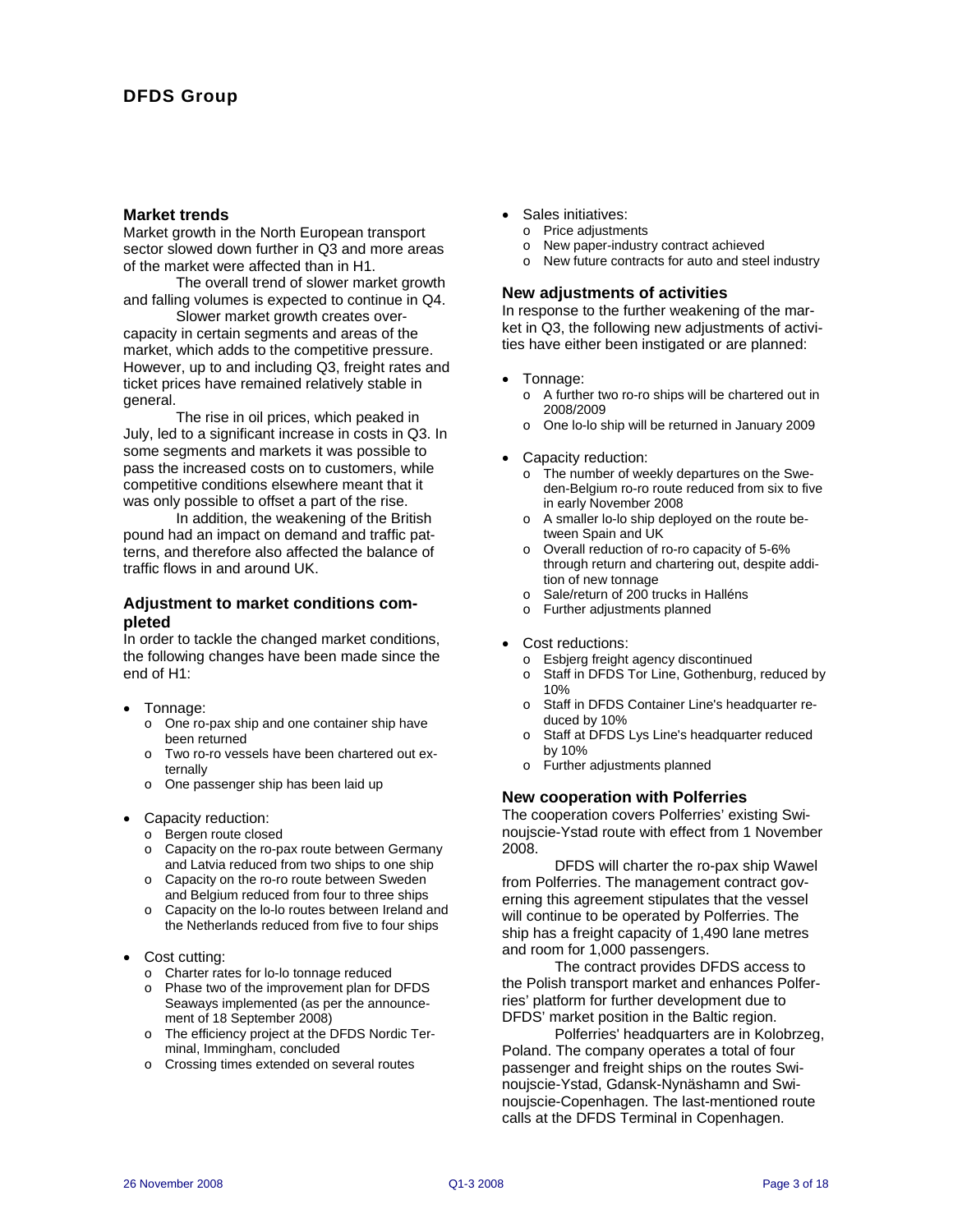## Market trends

Market growth in the North European transport sector slowed down further in Q3 and more areas of the market were affected than in H1.

The overall trend of slower market growth and falling volumes is expected to continue in Q4.

Slower market growth creates overcapacity in certain segments and areas of the market, which adds to the competitive pressure. However, up to and including Q3, freight rates and ticket prices have remained relatively stable in general.

The rise in oil prices, which peaked in July, led to a significant increase in costs in Q3. In some segments and markets it was possible to pass the increased costs on to customers, while competitive conditions elsewhere meant that it was only possible to offset a part of the rise.

In addition, the weakening of the British pound had an impact on demand and traffic patterns, and therefore also affected the balance of traffic flows in and around UK.

## Adjustment to market conditions completed

In order to tackle the changed market conditions, the following changes have been made since the end of H1:

- Tonnage:
  - One ro-pax ship and one container ship have been returned
  - Two ro-ro vessels have been chartered out externally
  - One passenger ship has been laid up
- Capacity reduction:
  - Bergen route closed
  - Capacity on the ro-pax route between Germany and Latvia reduced from two ships to one ship
  - Capacity on the ro-ro route between Sweden and Belgium reduced from four to three ships
  - Capacity on the lo-lo routes between Ireland and the Netherlands reduced from five to four ships
- Cost cutting:
  - Charter rates for lo-lo tonnage reduced
  - Phase two of the improvement plan for DFDS Seaways implemented (as per the announcement of 18 September 2008)
  - The efficiency project at the DFDS Nordic Terminal, Immingham, concluded
  - Crossing times extended on several routes
- Sales initiatives:
  - Price adjustments
  - New paper-industry contract achieved
  - New future contracts for auto and steel industry

## New adjustments of activities

In response to the further weakening of the market in Q3, the following new adjustments of activities have either been instigated or are planned:

- Tonnage:
  - A further two ro-ro ships will be chartered out in 2008/2009
  - One lo-lo ship will be returned in January 2009
- Capacity reduction:
  - The number of weekly departures on the Sweden-Belgium ro-ro route reduced from six to five in early November 2008
  - A smaller lo-lo ship deployed on the route between Spain and UK
  - Overall reduction of ro-ro capacity of 5-6% through return and chartering out, despite addition of new tonnage
  - Sale/return of 200 trucks in Halléns
  - Further adjustments planned
- Cost reductions:
  - Esbjerg freight agency discontinued
  - Staff in DFDS Tor Line, Gothenburg, reduced by 10%
  - Staff in DFDS Container Line's headquarter reduced by 10%
  - Staff at DFDS Lys Line's headquarter reduced by 10%
  - Further adjustments planned

## New cooperation with Polferries

The cooperation covers Polferries' existing Swinoujscie-Ystad route with effect from 1 November 2008.

DFDS will charter the ro-pax ship Wawel from Polferries. The management contract governing this agreement stipulates that the vessel will continue to be operated by Polferries. The ship has a freight capacity of 1,490 lane metres and room for 1,000 passengers.

The contract provides DFDS access to the Polish transport market and enhances Polferries' platform for further development due to DFDS' market position in the Baltic region.

Polferries' headquarters are in Kolobrzeg, Poland. The company operates a total of four passenger and freight ships on the routes Swinoujscie-Ystad, Gdansk-Nynäshamn and Swinoujscie-Copenhagen. The last-mentioned route calls at the DFDS Terminal in Copenhagen.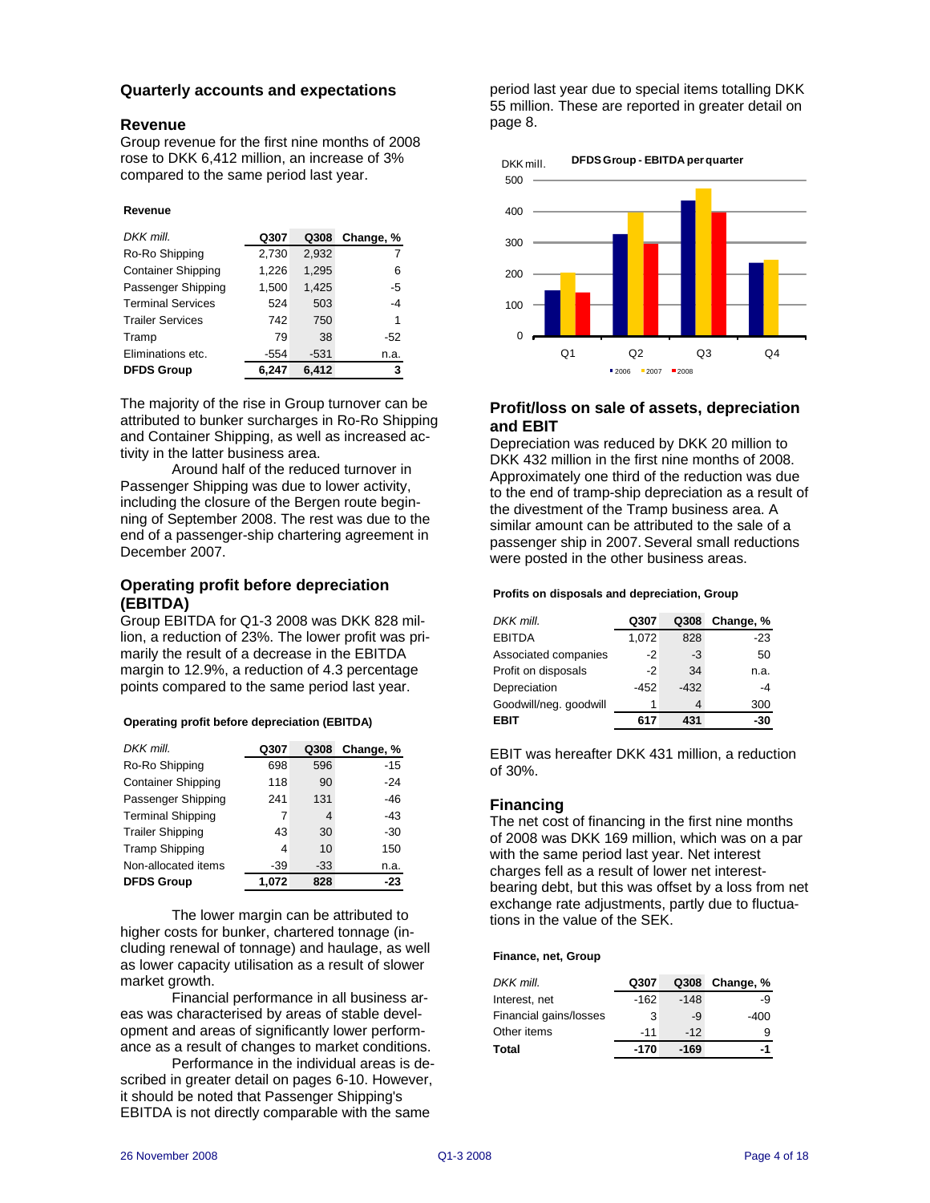## Quarterly accounts and expectations

### Revenue

Group revenue for the first nine months of 2008 rose to DKK 6,412 million, an increase of 3% compared to the same period last year.

**Revenue**

| *DKK mill.* | Q307 | Q308 | Change, % |
|---|---|---|---|
| Ro-Ro Shipping | 2,730 | 2,932 | 7 |
| Container Shipping | 1,226 | 1,295 | 6 |
| Passenger Shipping | 1,500 | 1,425 | -5 |
| Terminal Services | 524 | 503 | -4 |
| Trailer Services | 742 | 750 | 1 |
| Tramp | 79 | 38 | -52 |
| Eliminations etc. | -554 | -531 | n.a. |
| **DFDS Group** | **6,247** | **6,412** | **3** |

The majority of the rise in Group turnover can be attributed to bunker surcharges in Ro-Ro Shipping and Container Shipping, as well as increased activity in the latter business area.

Around half of the reduced turnover in Passenger Shipping was due to lower activity, including the closure of the Bergen route beginning of September 2008. The rest was due to the end of a passenger-ship chartering agreement in December 2007.

### Operating profit before depreciation (EBITDA)

Group EBITDA for Q1-3 2008 was DKK 828 million, a reduction of 23%. The lower profit was primarily the result of a decrease in the EBITDA margin to 12.9%, a reduction of 4.3 percentage points compared to the same period last year.

**Operating profit before depreciation (EBITDA)**

| *DKK mill.* | Q307 | Q308 | Change, % |
|---|---|---|---|
| Ro-Ro Shipping | 698 | 596 | -15 |
| Container Shipping | 118 | 90 | -24 |
| Passenger Shipping | 241 | 131 | -46 |
| Terminal Shipping | 7 | 4 | -43 |
| Trailer Shipping | 43 | 30 | -30 |
| Tramp Shipping | 4 | 10 | 150 |
| Non-allocated items | -39 | -33 | n.a. |
| **DFDS Group** | **1,072** | **828** | **-23** |

The lower margin can be attributed to higher costs for bunker, chartered tonnage (including renewal of tonnage) and haulage, as well as lower capacity utilisation as a result of slower market growth.

Financial performance in all business areas was characterised by areas of stable development and areas of significantly lower performance as a result of changes to market conditions.

Performance in the individual areas is described in greater detail on pages 6-10. However, it should be noted that Passenger Shipping's EBITDA is not directly comparable with the same period last year due to special items totalling DKK 55 million. These are reported in greater detail on page 8.

**DFDS Group - EBITDA per quarter**

| DKK mill. | 2006 | 2007 | 2008 |
|---|---|---|---|
| Q1 | ~150 | ~205 | ~140 |
| Q2 | ~330 | ~400 | ~300 |
| Q3 | ~435 | ~475 | ~400 |
| Q4 | ~235 | ~245 | |

### Profit/loss on sale of assets, depreciation and EBIT

Depreciation was reduced by DKK 20 million to DKK 432 million in the first nine months of 2008. Approximately one third of the reduction was due to the end of tramp-ship depreciation as a result of the divestment of the Tramp business area. A similar amount can be attributed to the sale of a passenger ship in 2007. Several small reductions were posted in the other business areas.

**Profits on disposals and depreciation, Group**

| *DKK mill.* | Q307 | Q308 | Change, % |
|---|---|---|---|
| EBITDA | 1,072 | 828 | -23 |
| Associated companies | -2 | -3 | 50 |
| Profit on disposals | -2 | 34 | n.a. |
| Depreciation | -452 | -432 | -4 |
| Goodwill/neg. goodwill | 1 | 4 | 300 |
| **EBIT** | **617** | **431** | **-30** |

EBIT was hereafter DKK 431 million, a reduction of 30%.

### Financing

The net cost of financing in the first nine months of 2008 was DKK 169 million, which was on a par with the same period last year. Net interest charges fell as a result of lower net interest-bearing debt, but this was offset by a loss from net exchange rate adjustments, partly due to fluctuations in the value of the SEK.

**Finance, net, Group**

| *DKK mill.* | Q307 | Q308 | Change, % |
|---|---|---|---|
| Interest, net | -162 | -148 | -9 |
| Financial gains/losses | 3 | -9 | -400 |
| Other items | -11 | -12 | 9 |
| **Total** | **-170** | **-169** | **-1** |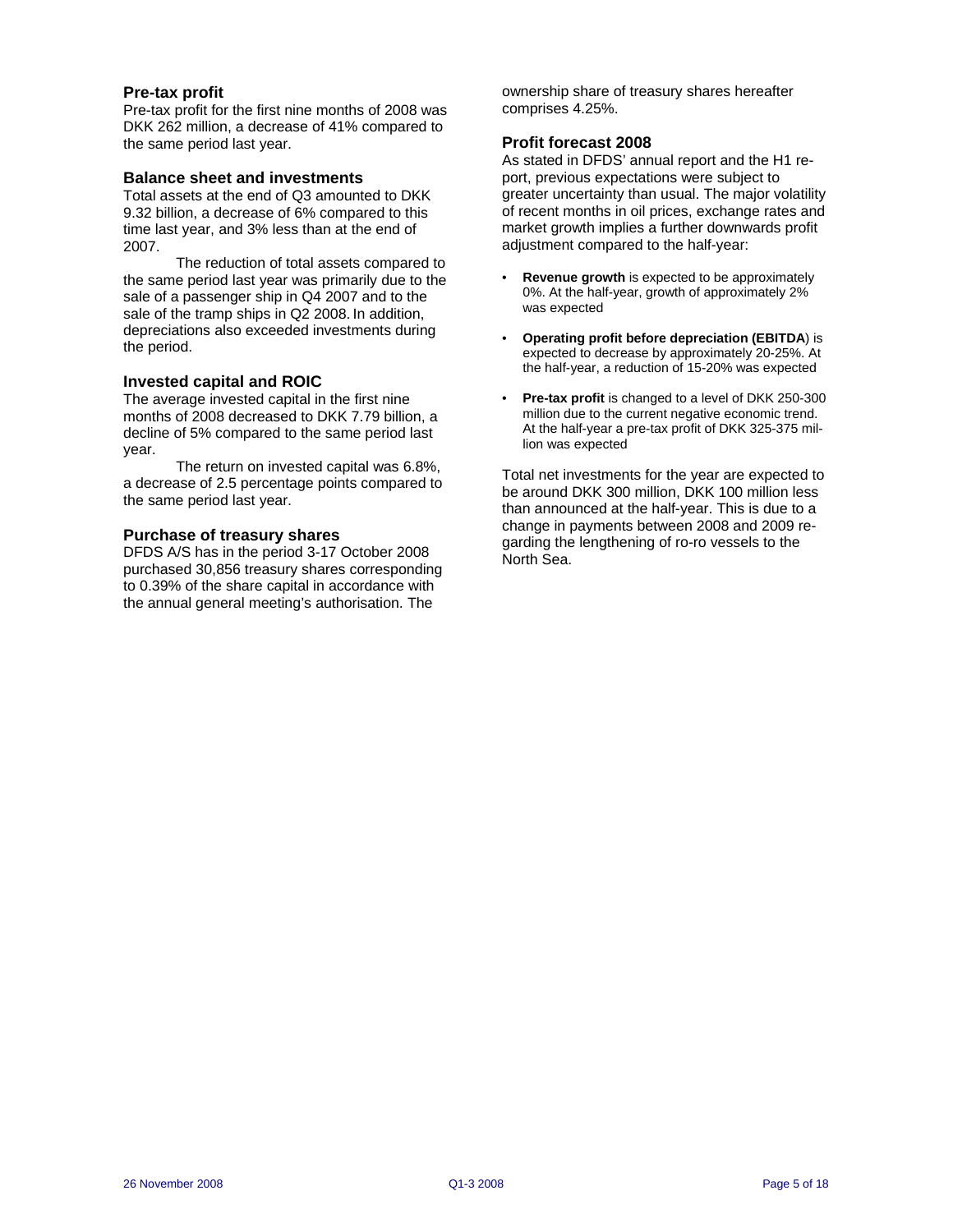## Pre-tax profit

Pre-tax profit for the first nine months of 2008 was DKK 262 million, a decrease of 41% compared to the same period last year.

## Balance sheet and investments

Total assets at the end of Q3 amounted to DKK 9.32 billion, a decrease of 6% compared to this time last year, and 3% less than at the end of 2007.

The reduction of total assets compared to the same period last year was primarily due to the sale of a passenger ship in Q4 2007 and to the sale of the tramp ships in Q2 2008. In addition, depreciations also exceeded investments during the period.

## Invested capital and ROIC

The average invested capital in the first nine months of 2008 decreased to DKK 7.79 billion, a decline of 5% compared to the same period last year.

The return on invested capital was 6.8%, a decrease of 2.5 percentage points compared to the same period last year.

## Purchase of treasury shares

DFDS A/S has in the period 3-17 October 2008 purchased 30,856 treasury shares corresponding to 0.39% of the share capital in accordance with the annual general meeting's authorisation. The ownership share of treasury shares hereafter comprises 4.25%.

## Profit forecast 2008

As stated in DFDS' annual report and the H1 report, previous expectations were subject to greater uncertainty than usual. The major volatility of recent months in oil prices, exchange rates and market growth implies a further downwards profit adjustment compared to the half-year:

- **Revenue growth** is expected to be approximately 0%. At the half-year, growth of approximately 2% was expected
- **Operating profit before depreciation (EBITDA**) is expected to decrease by approximately 20-25%. At the half-year, a reduction of 15-20% was expected
- **Pre-tax profit** is changed to a level of DKK 250-300 million due to the current negative economic trend. At the half-year a pre-tax profit of DKK 325-375 million was expected

Total net investments for the year are expected to be around DKK 300 million, DKK 100 million less than announced at the half-year. This is due to a change in payments between 2008 and 2009 regarding the lengthening of ro-ro vessels to the North Sea.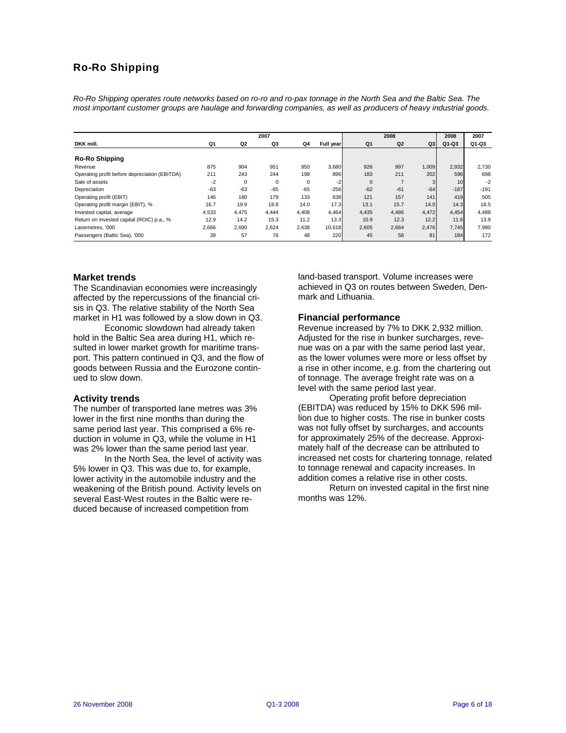## Ro-Ro Shipping

*Ro-Ro Shipping operates route networks based on ro-ro and ro-pax tonnage in the North Sea and the Baltic Sea. The most important customer groups are haulage and forwarding companies, as well as producers of heavy industrial goods.*

| | 2007 | | | | | 2008 | | | 2008 | 2007 |
|---|---|---|---|---|---|---|---|---|---|---|
| DKK mill. | Q1 | Q2 | Q3 | Q4 | Full year | Q1 | Q2 | Q3 | Q1-Q3 | Q1-Q3 |
| **Ro-Ro Shipping** | | | | | | | | | | |
| Revenue | 875 | 904 | 951 | 950 | 3,680 | 926 | 997 | 1,009 | 2,932 | 2,730 |
| Operating profit before depreciation (EBITDA) | 211 | 243 | 244 | 198 | 896 | 183 | 211 | 202 | 596 | 698 |
| Sale of assets | -2 | 0 | 0 | 0 | -2 | 0 | 7 | 3 | 10 | -2 |
| Depreciation | -63 | -63 | -65 | -65 | -256 | -62 | -61 | -64 | -187 | -191 |
| Operating profit (EBIT) | 146 | 180 | 179 | 133 | 638 | 121 | 157 | 141 | 419 | 505 |
| Operating profit margin (EBIT), % | 16.7 | 19.9 | 18.8 | 14.0 | 17.3 | 13.1 | 15.7 | 14.0 | 14.3 | 18.5 |
| Invested capital, average | 4,533 | 4,475 | 4,444 | 4,408 | 4,464 | 4,435 | 4,486 | 4,472 | 4,454 | 4,488 |
| Return on invested capital (ROIC) p.a., % | 12.9 | 14.2 | 15.3 | 11.2 | 13.3 | 10.9 | 12.3 | 12.2 | 11.6 | 13.9 |
| Lanemetres, '000 | 2,666 | 2,690 | 2,624 | 2,638 | 10,618 | 2,605 | 2,664 | 2,476 | 7,745 | 7,980 |
| Passengers (Baltic Sea), '000 | 39 | 57 | 76 | 48 | 220 | 45 | 58 | 81 | 184 | 172 |

### Market trends

The Scandinavian economies were increasingly affected by the repercussions of the financial crisis in Q3. The relative stability of the North Sea market in H1 was followed by a slow down in Q3.

Economic slowdown had already taken hold in the Baltic Sea area during H1, which resulted in lower market growth for maritime transport. This pattern continued in Q3, and the flow of goods between Russia and the Eurozone continued to slow down.

### Activity trends

The number of transported lane metres was 3% lower in the first nine months than during the same period last year. This comprised a 6% reduction in volume in Q3, while the volume in H1 was 2% lower than the same period last year.

In the North Sea, the level of activity was 5% lower in Q3. This was due to, for example, lower activity in the automobile industry and the weakening of the British pound. Activity levels on several East-West routes in the Baltic were reduced because of increased competition from land-based transport. Volume increases were achieved in Q3 on routes between Sweden, Denmark and Lithuania.

### Financial performance

Revenue increased by 7% to DKK 2,932 million. Adjusted for the rise in bunker surcharges, revenue was on a par with the same period last year, as the lower volumes were more or less offset by a rise in other income, e.g. from the chartering out of tonnage. The average freight rate was on a level with the same period last year.

Operating profit before depreciation (EBITDA) was reduced by 15% to DKK 596 million due to higher costs. The rise in bunker costs was not fully offset by surcharges, and accounts for approximately 25% of the decrease. Approximately half of the decrease can be attributed to increased net costs for chartering tonnage, related to tonnage renewal and capacity increases. In addition comes a relative rise in other costs.

Return on invested capital in the first nine months was 12%.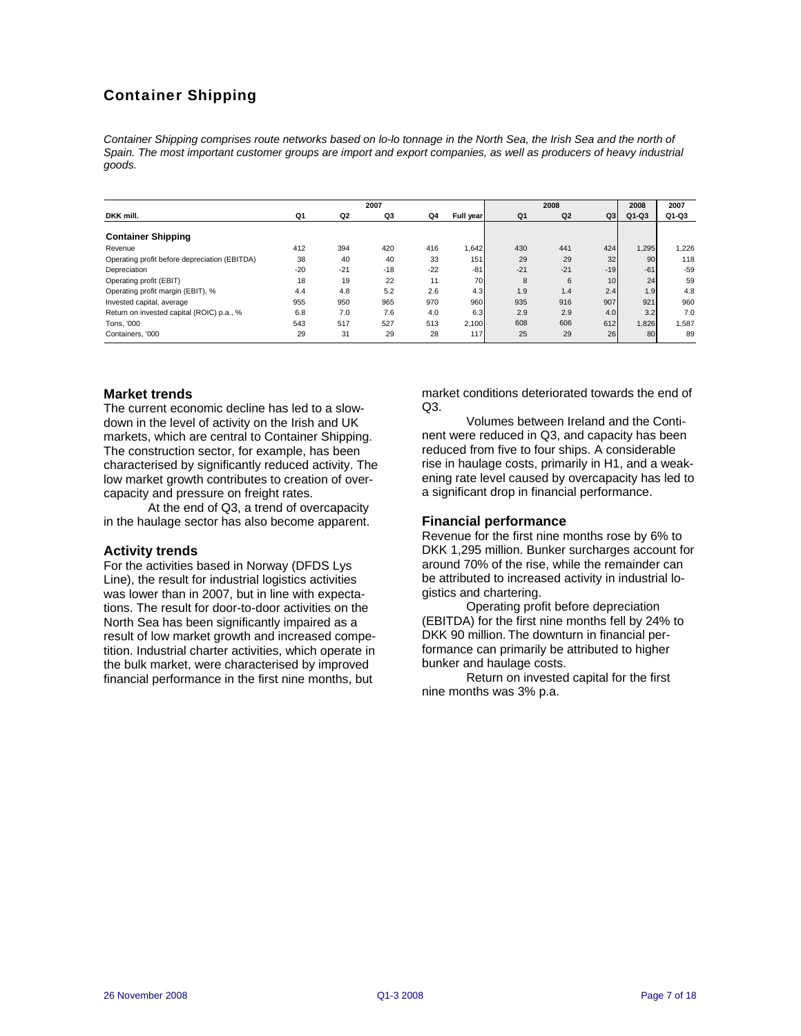# Container Shipping

*Container Shipping comprises route networks based on lo-lo tonnage in the North Sea, the Irish Sea and the north of Spain. The most important customer groups are import and export companies, as well as producers of heavy industrial goods.*

| | 2007 | | | | | 2008 | | | 2008 | 2007 |
|---|---|---|---|---|---|---|---|---|---|---|
| DKK mill. | Q1 | Q2 | Q3 | Q4 | Full year | Q1 | Q2 | Q3 | Q1-Q3 | Q1-Q3 |
| **Container Shipping** | | | | | | | | | | |
| Revenue | 412 | 394 | 420 | 416 | 1,642 | 430 | 441 | 424 | 1,295 | 1,226 |
| Operating profit before depreciation (EBITDA) | 38 | 40 | 40 | 33 | 151 | 29 | 29 | 32 | 90 | 118 |
| Depreciation | -20 | -21 | -18 | -22 | -81 | -21 | -21 | -19 | -61 | -59 |
| Operating profit (EBIT) | 18 | 19 | 22 | 11 | 70 | 8 | 6 | 10 | 24 | 59 |
| Operating profit margin (EBIT), % | 4.4 | 4.8 | 5.2 | 2.6 | 4.3 | 1.9 | 1.4 | 2.4 | 1.9 | 4.8 |
| Invested capital, average | 955 | 950 | 965 | 970 | 960 | 935 | 916 | 907 | 921 | 960 |
| Return on invested capital (ROIC) p.a., % | 6.8 | 7.0 | 7.6 | 4.0 | 6.3 | 2.9 | 2.9 | 4.0 | 3.2 | 7.0 |
| Tons, '000 | 543 | 517 | 527 | 513 | 2,100 | 608 | 606 | 612 | 1,826 | 1,587 |
| Containers, '000 | 29 | 31 | 29 | 28 | 117 | 25 | 29 | 26 | 80 | 89 |

### Market trends

The current economic decline has led to a slowdown in the level of activity on the Irish and UK markets, which are central to Container Shipping. The construction sector, for example, has been characterised by significantly reduced activity. The low market growth contributes to creation of overcapacity and pressure on freight rates.

At the end of Q3, a trend of overcapacity in the haulage sector has also become apparent.

### Activity trends

For the activities based in Norway (DFDS Lys Line), the result for industrial logistics activities was lower than in 2007, but in line with expectations. The result for door-to-door activities on the North Sea has been significantly impaired as a result of low market growth and increased competition. Industrial charter activities, which operate in the bulk market, were characterised by improved financial performance in the first nine months, but market conditions deteriorated towards the end of Q3.

Volumes between Ireland and the Continent were reduced in Q3, and capacity has been reduced from five to four ships. A considerable rise in haulage costs, primarily in H1, and a weakening rate level caused by overcapacity has led to a significant drop in financial performance.

### Financial performance

Revenue for the first nine months rose by 6% to DKK 1,295 million. Bunker surcharges account for around 70% of the rise, while the remainder can be attributed to increased activity in industrial logistics and chartering.

Operating profit before depreciation (EBITDA) for the first nine months fell by 24% to DKK 90 million. The downturn in financial performance can primarily be attributed to higher bunker and haulage costs.

Return on invested capital for the first nine months was 3% p.a.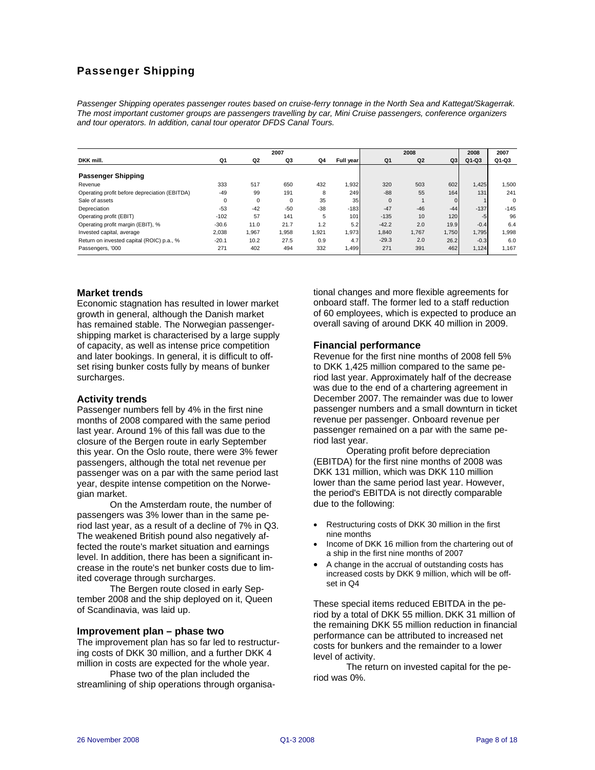## Passenger Shipping

*Passenger Shipping operates passenger routes based on cruise-ferry tonnage in the North Sea and Kattegat/Skagerrak. The most important customer groups are passengers travelling by car, Mini Cruise passengers, conference organizers and tour operators. In addition, canal tour operator DFDS Canal Tours.*

| | 2007 | | | | | 2008 | | | 2008 | 2007 |
|---|---|---|---|---|---|---|---|---|---|---|
| DKK mill. | Q1 | Q2 | Q3 | Q4 | Full year | Q1 | Q2 | Q3 | Q1-Q3 | Q1-Q3 |
| **Passenger Shipping** | | | | | | | | | | |
| Revenue | 333 | 517 | 650 | 432 | 1,932 | 320 | 503 | 602 | 1,425 | 1,500 |
| Operating profit before depreciation (EBITDA) | -49 | 99 | 191 | 8 | 249 | -88 | 55 | 164 | 131 | 241 |
| Sale of assets | 0 | 0 | 0 | 35 | 35 | 0 | 1 | 0 | 1 | 0 |
| Depreciation | -53 | -42 | -50 | -38 | -183 | -47 | -46 | -44 | -137 | -145 |
| Operating profit (EBIT) | -102 | 57 | 141 | 5 | 101 | -135 | 10 | 120 | -5 | 96 |
| Operating profit margin (EBIT), % | -30.6 | 11.0 | 21.7 | 1.2 | 5.2 | -42.2 | 2.0 | 19.9 | -0.4 | 6.4 |
| Invested capital, average | 2,038 | 1,967 | 1,958 | 1,921 | 1,973 | 1,840 | 1,767 | 1,750 | 1,795 | 1,998 |
| Return on invested capital (ROIC) p.a., % | -20.1 | 10.2 | 27.5 | 0.9 | 4.7 | -29.3 | 2.0 | 26.2 | -0.3 | 6.0 |
| Passengers, '000 | 271 | 402 | 494 | 332 | 1,499 | 271 | 391 | 462 | 1,124 | 1,167 |

### Market trends

Economic stagnation has resulted in lower market growth in general, although the Danish market has remained stable. The Norwegian passenger-shipping market is characterised by a large supply of capacity, as well as intense price competition and later bookings. In general, it is difficult to offset rising bunker costs fully by means of bunker surcharges.

### Activity trends

Passenger numbers fell by 4% in the first nine months of 2008 compared with the same period last year. Around 1% of this fall was due to the closure of the Bergen route in early September this year. On the Oslo route, there were 3% fewer passengers, although the total net revenue per passenger was on a par with the same period last year, despite intense competition on the Norwegian market.

On the Amsterdam route, the number of passengers was 3% lower than in the same period last year, as a result of a decline of 7% in Q3. The weakened British pound also negatively affected the route's market situation and earnings level. In addition, there has been a significant increase in the route's net bunker costs due to limited coverage through surcharges.

The Bergen route closed in early September 2008 and the ship deployed on it, Queen of Scandinavia, was laid up.

### Improvement plan – phase two

The improvement plan has so far led to restructuring costs of DKK 30 million, and a further DKK 4 million in costs are expected for the whole year.

Phase two of the plan included the streamlining of ship operations through organisational changes and more flexible agreements for onboard staff. The former led to a staff reduction of 60 employees, which is expected to produce an overall saving of around DKK 40 million in 2009.

### Financial performance

Revenue for the first nine months of 2008 fell 5% to DKK 1,425 million compared to the same period last year. Approximately half of the decrease was due to the end of a chartering agreement in December 2007. The remainder was due to lower passenger numbers and a small downturn in ticket revenue per passenger. Onboard revenue per passenger remained on a par with the same period last year.

Operating profit before depreciation (EBITDA) for the first nine months of 2008 was DKK 131 million, which was DKK 110 million lower than the same period last year. However, the period's EBITDA is not directly comparable due to the following:

- Restructuring costs of DKK 30 million in the first nine months
- Income of DKK 16 million from the chartering out of a ship in the first nine months of 2007
- A change in the accrual of outstanding costs has increased costs by DKK 9 million, which will be offset in Q4

These special items reduced EBITDA in the period by a total of DKK 55 million. DKK 31 million of the remaining DKK 55 million reduction in financial performance can be attributed to increased net costs for bunkers and the remainder to a lower level of activity.

The return on invested capital for the period was 0%.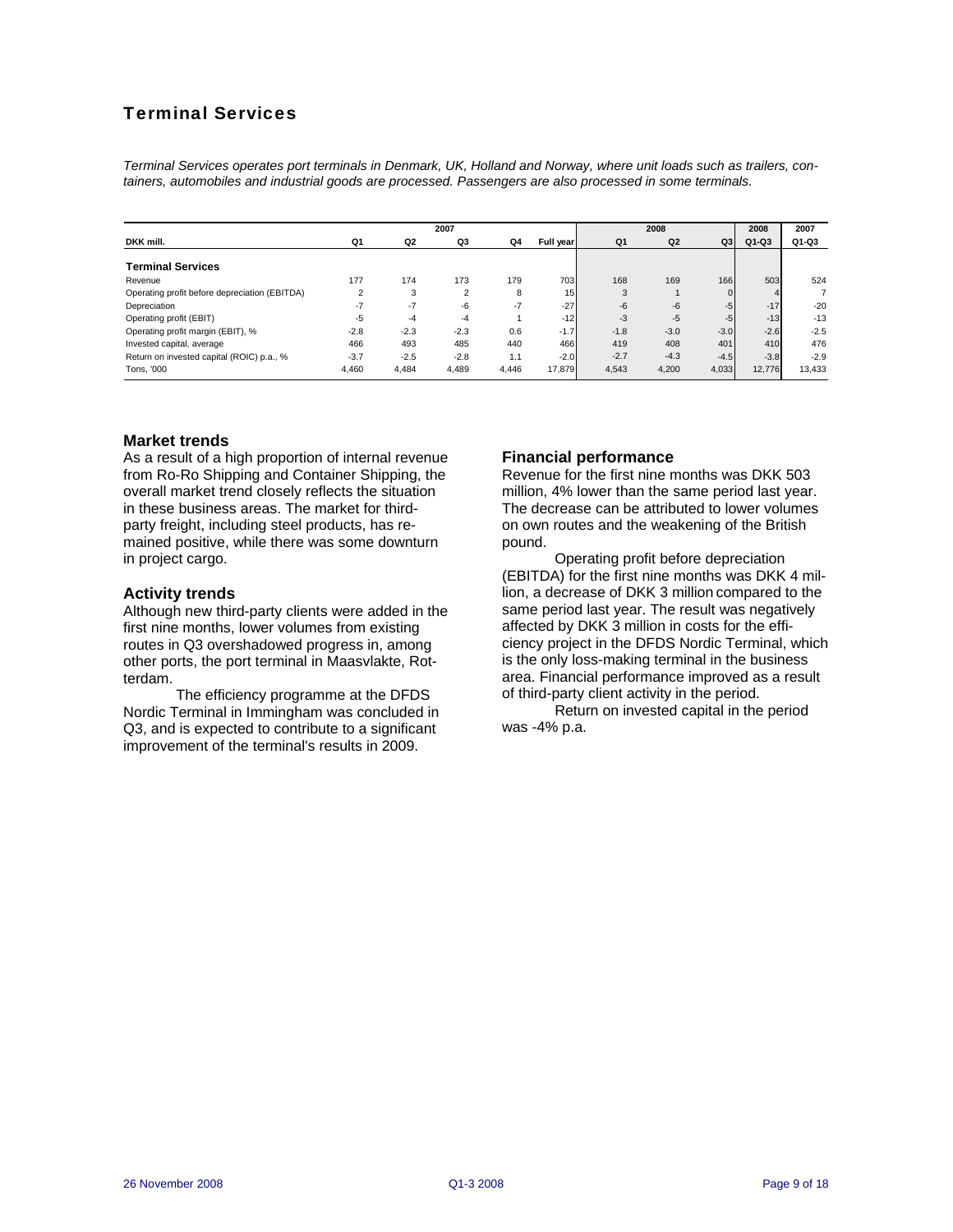## Terminal Services

*Terminal Services operates port terminals in Denmark, UK, Holland and Norway, where unit loads such as trailers, containers, automobiles and industrial goods are processed. Passengers are also processed in some terminals.*

| | 2007 | | | | | 2008 | | | 2008 | 2007 |
|---|---|---|---|---|---|---|---|---|---|---|
| **DKK mill.** | **Q1** | **Q2** | **Q3** | **Q4** | **Full year** | **Q1** | **Q2** | **Q3** | **Q1-Q3** | **Q1-Q3** |
| **Terminal Services** | | | | | | | | | | |
| Revenue | 177 | 174 | 173 | 179 | 703 | 168 | 169 | 166 | 503 | 524 |
| Operating profit before depreciation (EBITDA) | 2 | 3 | 2 | 8 | 15 | 3 | 1 | 0 | 4 | 7 |
| Depreciation | -7 | -7 | -6 | -7 | -27 | -6 | -6 | -5 | -17 | -20 |
| Operating profit (EBIT) | -5 | -4 | -4 | 1 | -12 | -3 | -5 | -5 | -13 | -13 |
| Operating profit margin (EBIT), % | -2.8 | -2.3 | -2.3 | 0.6 | -1.7 | -1.8 | -3.0 | -3.0 | -2.6 | -2.5 |
| Invested capital, average | 466 | 493 | 485 | 440 | 466 | 419 | 408 | 401 | 410 | 476 |
| Return on invested capital (ROIC) p.a., % | -3.7 | -2.5 | -2.8 | 1.1 | -2.0 | -2.7 | -4.3 | -4.5 | -3.8 | -2.9 |
| Tons, '000 | 4,460 | 4,484 | 4,489 | 4,446 | 17,879 | 4,543 | 4,200 | 4,033 | 12,776 | 13,433 |

### Market trends

As a result of a high proportion of internal revenue from Ro-Ro Shipping and Container Shipping, the overall market trend closely reflects the situation in these business areas. The market for third-party freight, including steel products, has remained positive, while there was some downturn in project cargo.

### Activity trends

Although new third-party clients were added in the first nine months, lower volumes from existing routes in Q3 overshadowed progress in, among other ports, the port terminal in Maasvlakte, Rotterdam.

The efficiency programme at the DFDS Nordic Terminal in Immingham was concluded in Q3, and is expected to contribute to a significant improvement of the terminal's results in 2009.

### Financial performance

Revenue for the first nine months was DKK 503 million, 4% lower than the same period last year. The decrease can be attributed to lower volumes on own routes and the weakening of the British pound.

Operating profit before depreciation (EBITDA) for the first nine months was DKK 4 million, a decrease of DKK 3 million compared to the same period last year. The result was negatively affected by DKK 3 million in costs for the efficiency project in the DFDS Nordic Terminal, which is the only loss-making terminal in the business area. Financial performance improved as a result of third-party client activity in the period.

Return on invested capital in the period was -4% p.a.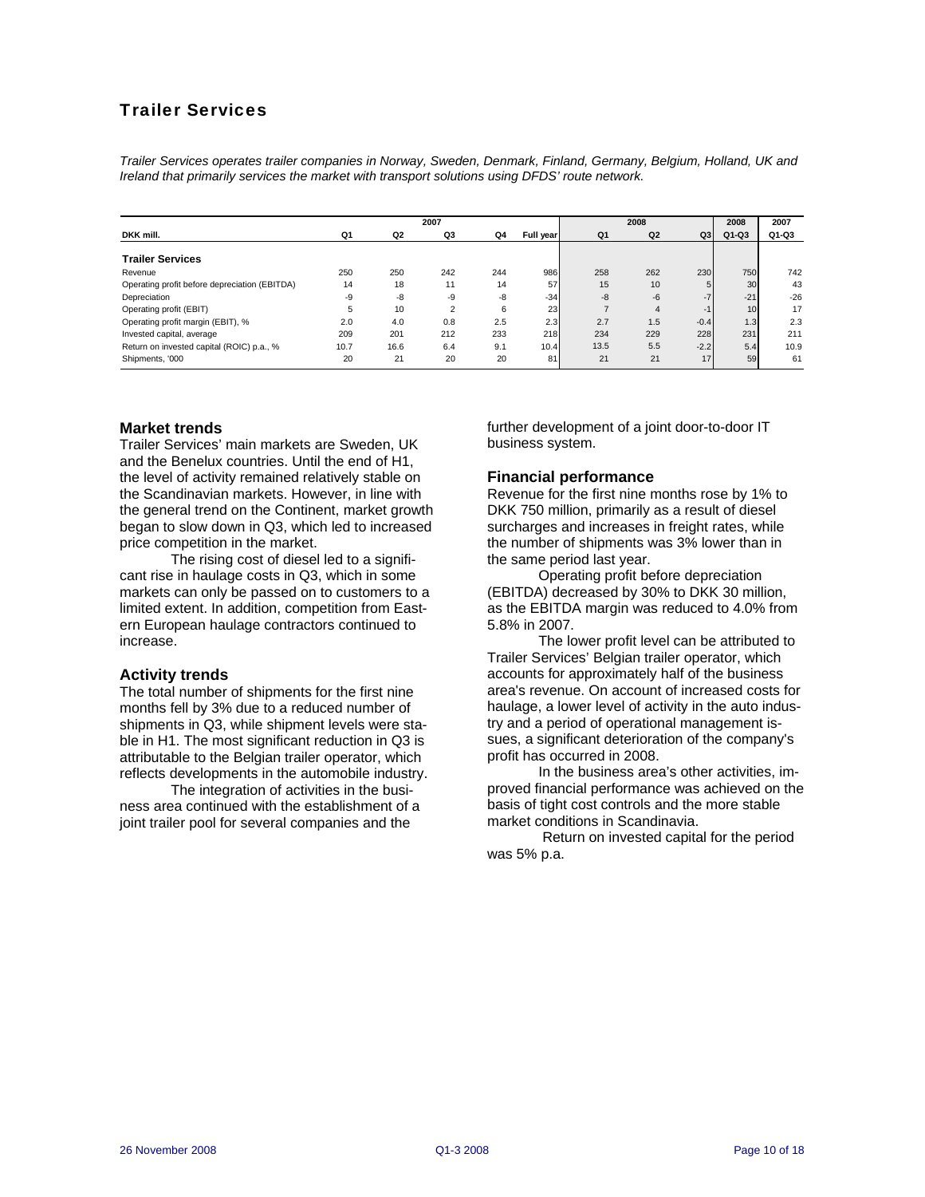# Trailer Services

*Trailer Services operates trailer companies in Norway, Sweden, Denmark, Finland, Germany, Belgium, Holland, UK and Ireland that primarily services the market with transport solutions using DFDS' route network.*

| | 2007 | | | | | 2008 | | | 2008 | 2007 |
|---|---|---|---|---|---|---|---|---|---|---|
| DKK mill. | Q1 | Q2 | Q3 | Q4 | Full year | Q1 | Q2 | Q3 | Q1-Q3 | Q1-Q3 |
| **Trailer Services** | | | | | | | | | | |
| Revenue | 250 | 250 | 242 | 244 | 986 | 258 | 262 | 230 | 750 | 742 |
| Operating profit before depreciation (EBITDA) | 14 | 18 | 11 | 14 | 57 | 15 | 10 | 5 | 30 | 43 |
| Depreciation | -9 | -8 | -9 | -8 | -34 | -8 | -6 | -7 | -21 | -26 |
| Operating profit (EBIT) | 5 | 10 | 2 | 6 | 23 | 7 | 4 | -1 | 10 | 17 |
| Operating profit margin (EBIT), % | 2.0 | 4.0 | 0.8 | 2.5 | 2.3 | 2.7 | 1.5 | -0.4 | 1.3 | 2.3 |
| Invested capital, average | 209 | 201 | 212 | 233 | 218 | 234 | 229 | 228 | 231 | 211 |
| Return on invested capital (ROIC) p.a., % | 10.7 | 16.6 | 6.4 | 9.1 | 10.4 | 13.5 | 5.5 | -2.2 | 5.4 | 10.9 |
| Shipments, '000 | 20 | 21 | 20 | 20 | 81 | 21 | 21 | 17 | 59 | 61 |

## Market trends

Trailer Services' main markets are Sweden, UK and the Benelux countries. Until the end of H1, the level of activity remained relatively stable on the Scandinavian markets. However, in line with the general trend on the Continent, market growth began to slow down in Q3, which led to increased price competition in the market.

The rising cost of diesel led to a significant rise in haulage costs in Q3, which in some markets can only be passed on to customers to a limited extent. In addition, competition from Eastern European haulage contractors continued to increase.

## Activity trends

The total number of shipments for the first nine months fell by 3% due to a reduced number of shipments in Q3, while shipment levels were stable in H1. The most significant reduction in Q3 is attributable to the Belgian trailer operator, which reflects developments in the automobile industry.

The integration of activities in the business area continued with the establishment of a joint trailer pool for several companies and the further development of a joint door-to-door IT business system.

## Financial performance

Revenue for the first nine months rose by 1% to DKK 750 million, primarily as a result of diesel surcharges and increases in freight rates, while the number of shipments was 3% lower than in the same period last year.

Operating profit before depreciation (EBITDA) decreased by 30% to DKK 30 million, as the EBITDA margin was reduced to 4.0% from 5.8% in 2007.

The lower profit level can be attributed to Trailer Services' Belgian trailer operator, which accounts for approximately half of the business area's revenue. On account of increased costs for haulage, a lower level of activity in the auto industry and a period of operational management issues, a significant deterioration of the company's profit has occurred in 2008.

In the business area's other activities, improved financial performance was achieved on the basis of tight cost controls and the more stable market conditions in Scandinavia.

Return on invested capital for the period was 5% p.a.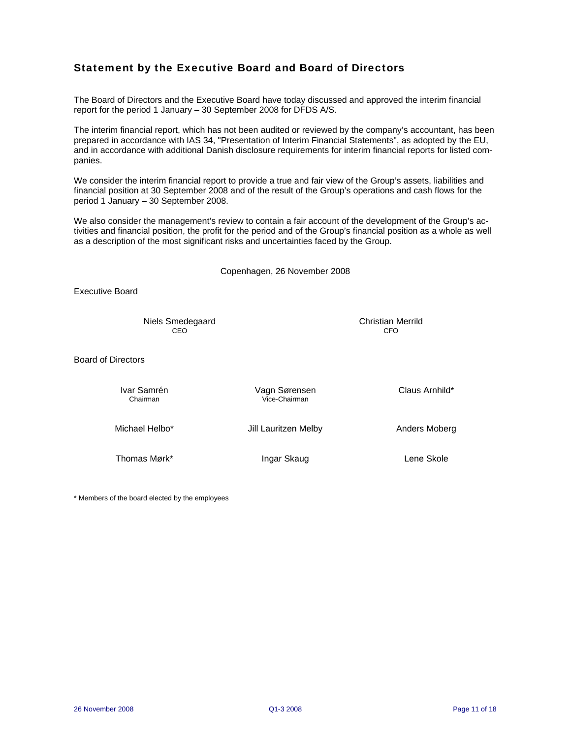## Statement by the Executive Board and Board of Directors

The Board of Directors and the Executive Board have today discussed and approved the interim financial report for the period 1 January – 30 September 2008 for DFDS A/S.

The interim financial report, which has not been audited or reviewed by the company's accountant, has been prepared in accordance with IAS 34, "Presentation of Interim Financial Statements", as adopted by the EU, and in accordance with additional Danish disclosure requirements for interim financial reports for listed companies.

We consider the interim financial report to provide a true and fair view of the Group's assets, liabilities and financial position at 30 September 2008 and of the result of the Group's operations and cash flows for the period 1 January – 30 September 2008.

We also consider the management's review to contain a fair account of the development of the Group's activities and financial position, the profit for the period and of the Group's financial position as a whole as well as a description of the most significant risks and uncertainties faced by the Group.

Copenhagen, 26 November 2008

Executive Board

Niels Smedegaard
CEO

Christian Merrild
CFO

Board of Directors

Ivar Samrén
Chairman

Vagn Sørensen
Vice-Chairman

Claus Arnhild*

Michael Helbo*

Jill Lauritzen Melby

Anders Moberg

Thomas Mørk*

Ingar Skaug

Lene Skole

* Members of the board elected by the employees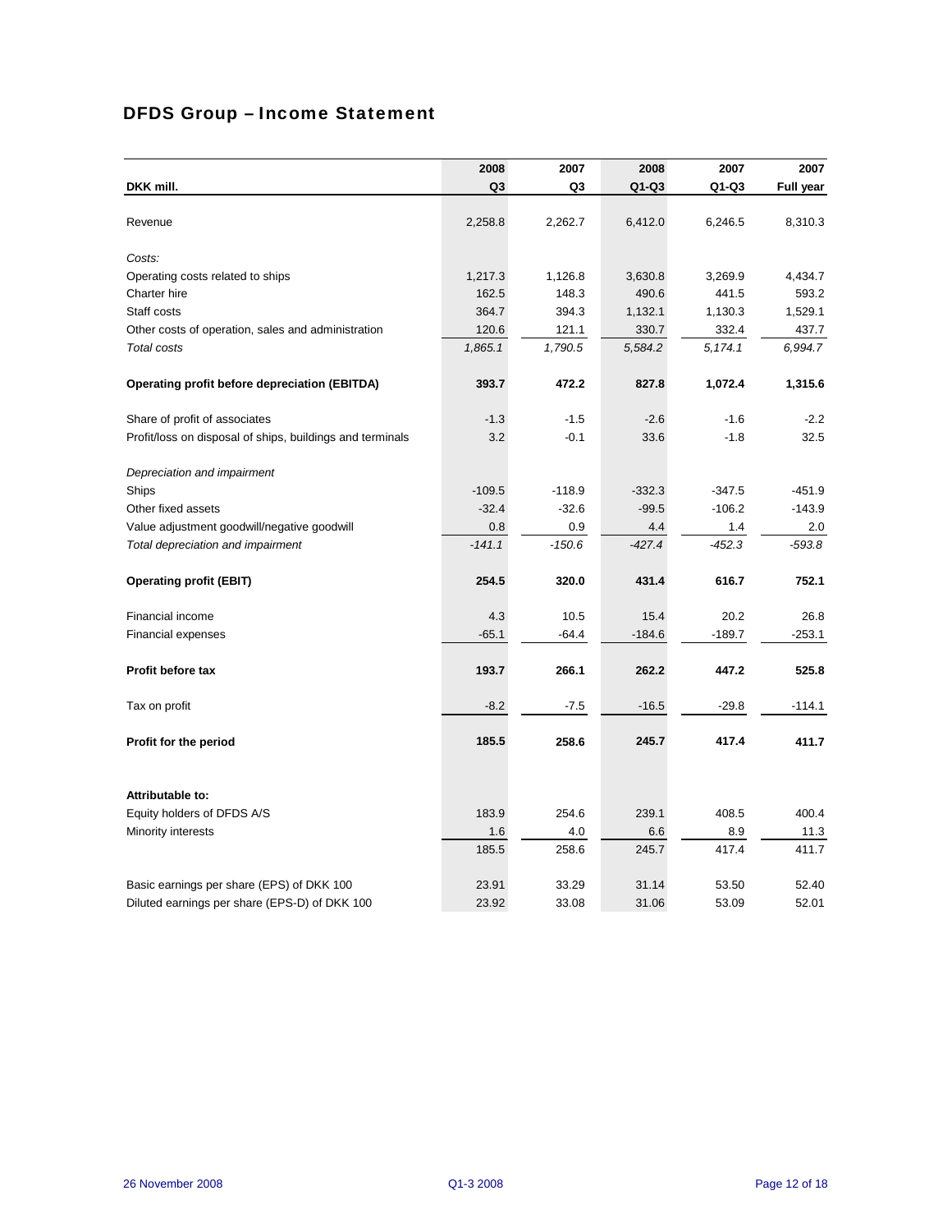# DFDS Group – Income Statement

| DKK mill. | 2008 Q3 | 2007 Q3 | 2008 Q1-Q3 | 2007 Q1-Q3 | 2007 Full year |
|---|---|---|---|---|---|
| Revenue | 2,258.8 | 2,262.7 | 6,412.0 | 6,246.5 | 8,310.3 |
| *Costs:* | | | | | |
| Operating costs related to ships | 1,217.3 | 1,126.8 | 3,630.8 | 3,269.9 | 4,434.7 |
| Charter hire | 162.5 | 148.3 | 490.6 | 441.5 | 593.2 |
| Staff costs | 364.7 | 394.3 | 1,132.1 | 1,130.3 | 1,529.1 |
| Other costs of operation, sales and administration | 120.6 | 121.1 | 330.7 | 332.4 | 437.7 |
| *Total costs* | *1,865.1* | *1,790.5* | *5,584.2* | *5,174.1* | *6,994.7* |
| **Operating profit before depreciation (EBITDA)** | **393.7** | **472.2** | **827.8** | **1,072.4** | **1,315.6** |
| Share of profit of associates | -1.3 | -1.5 | -2.6 | -1.6 | -2.2 |
| Profit/loss on disposal of ships, buildings and terminals | 3.2 | -0.1 | 33.6 | -1.8 | 32.5 |
| *Depreciation and impairment* | | | | | |
| Ships | -109.5 | -118.9 | -332.3 | -347.5 | -451.9 |
| Other fixed assets | -32.4 | -32.6 | -99.5 | -106.2 | -143.9 |
| Value adjustment goodwill/negative goodwill | 0.8 | 0.9 | 4.4 | 1.4 | 2.0 |
| *Total depreciation and impairment* | *-141.1* | *-150.6* | *-427.4* | *-452.3* | *-593.8* |
| **Operating profit (EBIT)** | **254.5** | **320.0** | **431.4** | **616.7** | **752.1** |
| Financial income | 4.3 | 10.5 | 15.4 | 20.2 | 26.8 |
| Financial expenses | -65.1 | -64.4 | -184.6 | -189.7 | -253.1 |
| **Profit before tax** | **193.7** | **266.1** | **262.2** | **447.2** | **525.8** |
| Tax on profit | -8.2 | -7.5 | -16.5 | -29.8 | -114.1 |
| **Profit for the period** | **185.5** | **258.6** | **245.7** | **417.4** | **411.7** |
| **Attributable to:** | | | | | |
| Equity holders of DFDS A/S | 183.9 | 254.6 | 239.1 | 408.5 | 400.4 |
| Minority interests | 1.6 | 4.0 | 6.6 | 8.9 | 11.3 |
| | 185.5 | 258.6 | 245.7 | 417.4 | 411.7 |
| Basic earnings per share (EPS) of DKK 100 | 23.91 | 33.29 | 31.14 | 53.50 | 52.40 |
| Diluted earnings per share (EPS-D) of DKK 100 | 23.92 | 33.08 | 31.06 | 53.09 | 52.01 |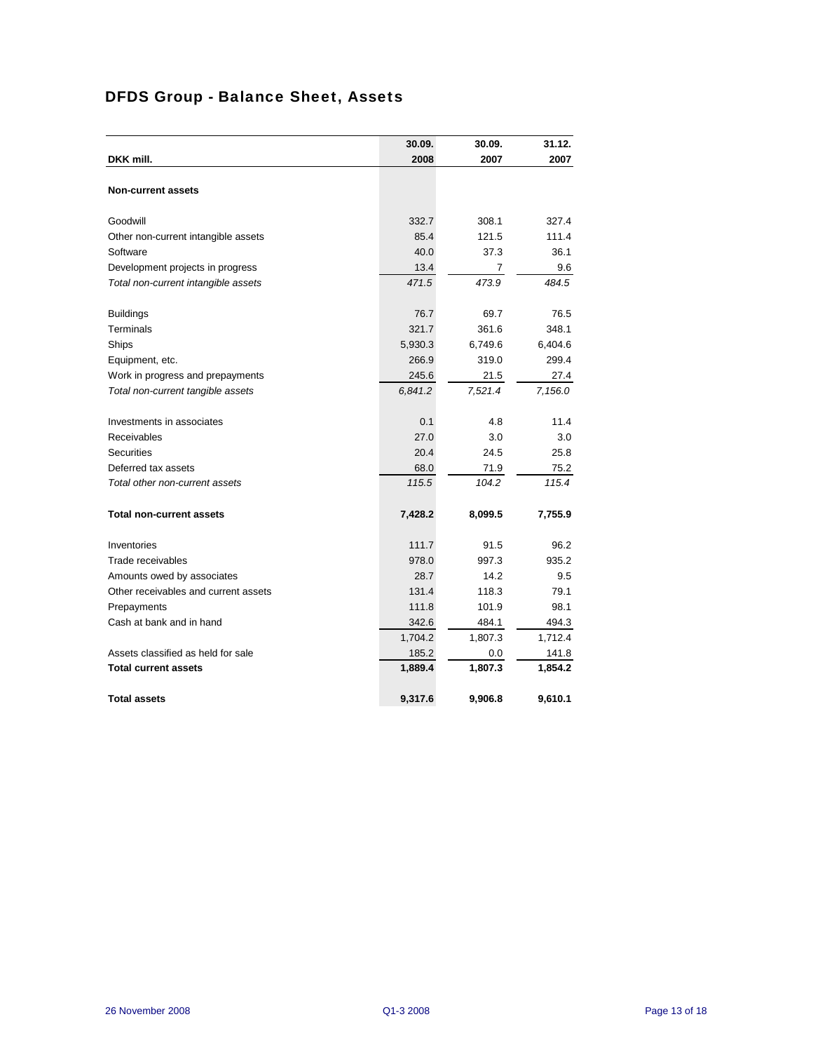# DFDS Group - Balance Sheet, Assets

| DKK mill. | 30.09. 2008 | 30.09. 2007 | 31.12. 2007 |
|---|---|---|---|
| **Non-current assets** | | | |
| Goodwill | 332.7 | 308.1 | 327.4 |
| Other non-current intangible assets | 85.4 | 121.5 | 111.4 |
| Software | 40.0 | 37.3 | 36.1 |
| Development projects in progress | 13.4 | 7 | 9.6 |
| *Total non-current intangible assets* | *471.5* | *473.9* | *484.5* |
| Buildings | 76.7 | 69.7 | 76.5 |
| Terminals | 321.7 | 361.6 | 348.1 |
| Ships | 5,930.3 | 6,749.6 | 6,404.6 |
| Equipment, etc. | 266.9 | 319.0 | 299.4 |
| Work in progress and prepayments | 245.6 | 21.5 | 27.4 |
| *Total non-current tangible assets* | *6,841.2* | *7,521.4* | *7,156.0* |
| Investments in associates | 0.1 | 4.8 | 11.4 |
| Receivables | 27.0 | 3.0 | 3.0 |
| Securities | 20.4 | 24.5 | 25.8 |
| Deferred tax assets | 68.0 | 71.9 | 75.2 |
| *Total other non-current assets* | *115.5* | *104.2* | *115.4* |
| **Total non-current assets** | **7,428.2** | **8,099.5** | **7,755.9** |
| Inventories | 111.7 | 91.5 | 96.2 |
| Trade receivables | 978.0 | 997.3 | 935.2 |
| Amounts owed by associates | 28.7 | 14.2 | 9.5 |
| Other receivables and current assets | 131.4 | 118.3 | 79.1 |
| Prepayments | 111.8 | 101.9 | 98.1 |
| Cash at bank and in hand | 342.6 | 484.1 | 494.3 |
| | 1,704.2 | 1,807.3 | 1,712.4 |
| Assets classified as held for sale | 185.2 | 0.0 | 141.8 |
| **Total current assets** | **1,889.4** | **1,807.3** | **1,854.2** |
| **Total assets** | **9,317.6** | **9,906.8** | **9,610.1** |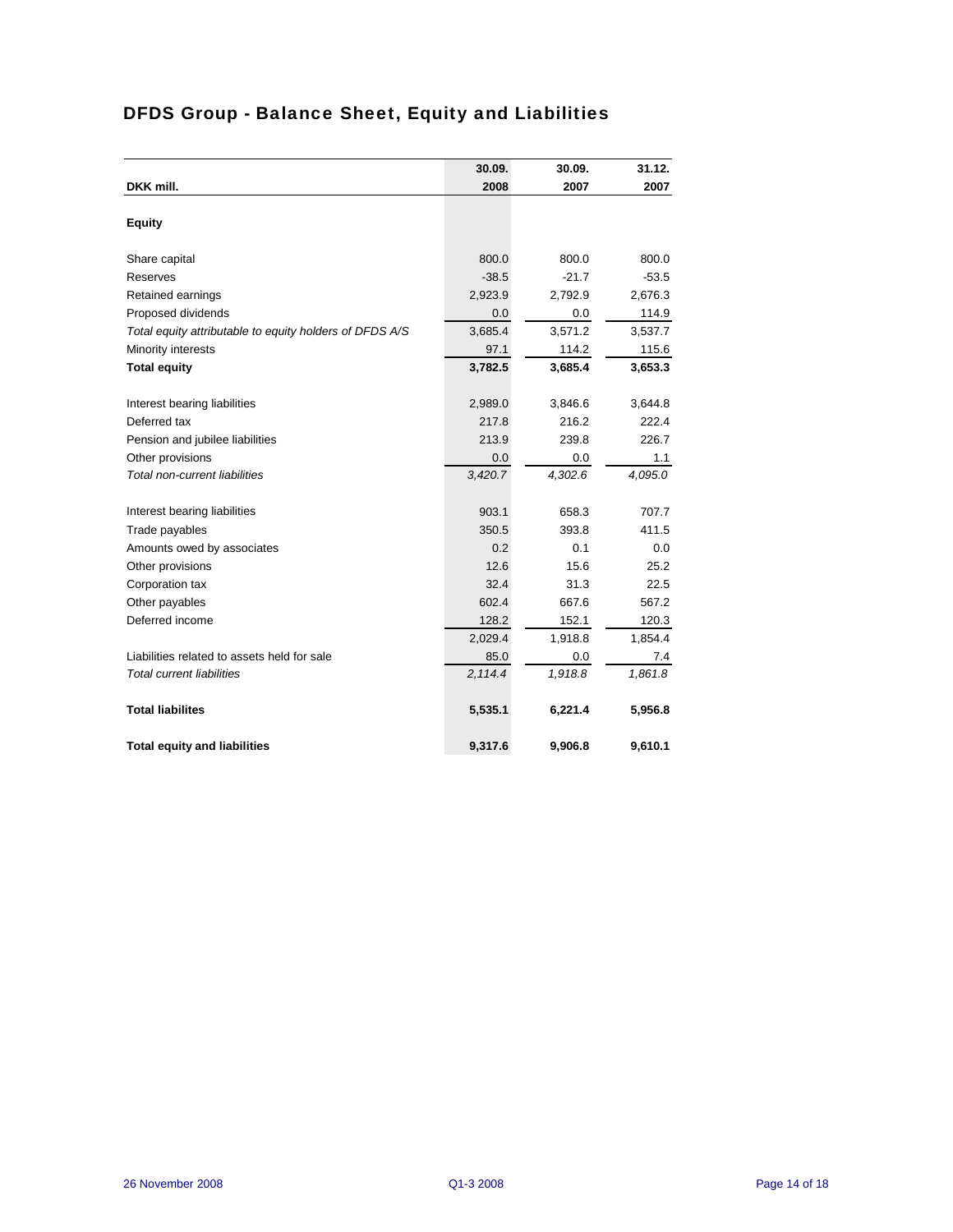# DFDS Group - Balance Sheet, Equity and Liabilities

| DKK mill. | 30.09. 2008 | 30.09. 2007 | 31.12. 2007 |
|---|---|---|---|
| **Equity** | | | |
| Share capital | 800.0 | 800.0 | 800.0 |
| Reserves | -38.5 | -21.7 | -53.5 |
| Retained earnings | 2,923.9 | 2,792.9 | 2,676.3 |
| Proposed dividends | 0.0 | 0.0 | 114.9 |
| *Total equity attributable to equity holders of DFDS A/S* | 3,685.4 | 3,571.2 | 3,537.7 |
| Minority interests | 97.1 | 114.2 | 115.6 |
| **Total equity** | **3,782.5** | **3,685.4** | **3,653.3** |
| Interest bearing liabilities | 2,989.0 | 3,846.6 | 3,644.8 |
| Deferred tax | 217.8 | 216.2 | 222.4 |
| Pension and jubilee liabilities | 213.9 | 239.8 | 226.7 |
| Other provisions | 0.0 | 0.0 | 1.1 |
| *Total non-current liabilities* | *3,420.7* | *4,302.6* | *4,095.0* |
| Interest bearing liabilities | 903.1 | 658.3 | 707.7 |
| Trade payables | 350.5 | 393.8 | 411.5 |
| Amounts owed by associates | 0.2 | 0.1 | 0.0 |
| Other provisions | 12.6 | 15.6 | 25.2 |
| Corporation tax | 32.4 | 31.3 | 22.5 |
| Other payables | 602.4 | 667.6 | 567.2 |
| Deferred income | 128.2 | 152.1 | 120.3 |
| | 2,029.4 | 1,918.8 | 1,854.4 |
| Liabilities related to assets held for sale | 85.0 | 0.0 | 7.4 |
| *Total current liabilities* | *2,114.4* | *1,918.8* | *1,861.8* |
| **Total liabilites** | **5,535.1** | **6,221.4** | **5,956.8** |
| **Total equity and liabilities** | **9,317.6** | **9,906.8** | **9,610.1** |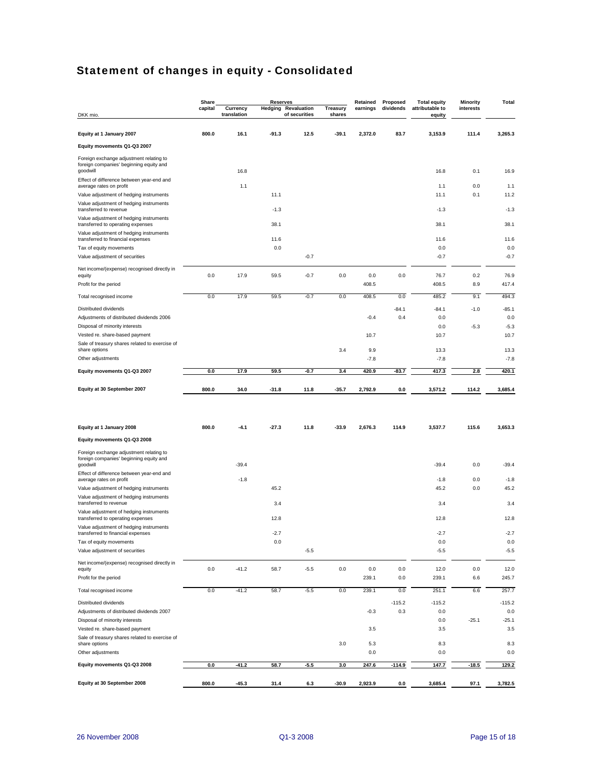# Statement of changes in equity - Consolidated

| DKK mio. | Share capital | Reserves | | | Treasury shares | Retained earnings | Proposed dividends | Total equity attributable to equity | Minority interests | Total |
|---|---|---|---|---|---|---|---|---|---|---|
| | | Currency translation | Hedging | Revaluation of securities | | | | | | |
| **Equity at 1 January 2007** | **800.0** | **16.1** | **-91.3** | **12.5** | **-39.1** | **2,372.0** | **83.7** | **3,153.9** | **111.4** | **3,265.3** |
| **Equity movements Q1-Q3 2007** | | | | | | | | | | |
| Foreign exchange adjustment relating to foreign companies' beginning equity and goodwill | | 16.8 | | | | | | 16.8 | 0.1 | 16.9 |
| Effect of difference between year-end and average rates on profit | | 1.1 | | | | | | 1.1 | 0.0 | 1.1 |
| Value adjustment of hedging instruments | | | 11.1 | | | | | 11.1 | 0.1 | 11.2 |
| Value adjustment of hedging instruments transferred to revenue | | | -1.3 | | | | | -1.3 | | -1.3 |
| Value adjustment of hedging instruments transferred to operating expenses | | | 38.1 | | | | | 38.1 | | 38.1 |
| Value adjustment of hedging instruments transferred to financial expenses | | | 11.6 | | | | | 11.6 | | 11.6 |
| Tax of equity movements | | | 0.0 | | | | | 0.0 | | 0.0 |
| Value adjustment of securities | | | | -0.7 | | | | -0.7 | | -0.7 |
| Net income/(expense) recognised directly in equity | 0.0 | 17.9 | 59.5 | -0.7 | 0.0 | 0.0 | 0.0 | 76.7 | 0.2 | 76.9 |
| Profit for the period | | | | | | 408.5 | | 408.5 | 8.9 | 417.4 |
| Total recognised income | 0.0 | 17.9 | 59.5 | -0.7 | 0.0 | 408.5 | 0.0 | 485.2 | 9.1 | 494.3 |
| Distributed dividends | | | | | | | -84.1 | -84.1 | -1.0 | -85.1 |
| Adjustments of distributed dividends 2006 | | | | | | -0.4 | 0.4 | 0.0 | | 0.0 |
| Disposal of minority interests | | | | | | | | 0.0 | -5.3 | -5.3 |
| Vested re. share-based payment | | | | | | 10.7 | | 10.7 | | 10.7 |
| Sale of treasury shares related to exercise of share options | | | | | 3.4 | 9.9 | | 13.3 | | 13.3 |
| Other adjustments | | | | | | -7.8 | | -7.8 | | -7.8 |
| **Equity movements Q1-Q3 2007** | **0.0** | **17.9** | **59.5** | **-0.7** | **3.4** | **420.9** | **-83.7** | **417.3** | **2.8** | **420.1** |
| **Equity at 30 September 2007** | **800.0** | **34.0** | **-31.8** | **11.8** | **-35.7** | **2,792.9** | **0.0** | **3,571.2** | **114.2** | **3,685.4** |
| | | | | | | | | | | |
| **Equity at 1 January 2008** | **800.0** | **-4.1** | **-27.3** | **11.8** | **-33.9** | **2,676.3** | **114.9** | **3,537.7** | **115.6** | **3,653.3** |
| **Equity movements Q1-Q3 2008** | | | | | | | | | | |
| Foreign exchange adjustment relating to foreign companies' beginning equity and goodwill | | -39.4 | | | | | | -39.4 | 0.0 | -39.4 |
| Effect of difference between year-end and average rates on profit | | -1.8 | | | | | | -1.8 | 0.0 | -1.8 |
| Value adjustment of hedging instruments | | | 45.2 | | | | | 45.2 | 0.0 | 45.2 |
| Value adjustment of hedging instruments transferred to revenue | | | 3.4 | | | | | 3.4 | | 3.4 |
| Value adjustment of hedging instruments transferred to operating expenses | | | 12.8 | | | | | 12.8 | | 12.8 |
| Value adjustment of hedging instruments transferred to financial expenses | | | -2.7 | | | | | -2.7 | | -2.7 |
| Tax of equity movements | | | 0.0 | | | | | 0.0 | | 0.0 |
| Value adjustment of securities | | | | -5.5 | | | | -5.5 | | -5.5 |
| Net income/(expense) recognised directly in equity | 0.0 | -41.2 | 58.7 | -5.5 | 0.0 | 0.0 | 0.0 | 12.0 | 0.0 | 12.0 |
| Profit for the period | | | | | | 239.1 | 0.0 | 239.1 | 6.6 | 245.7 |
| Total recognised income | 0.0 | -41.2 | 58.7 | -5.5 | 0.0 | 239.1 | 0.0 | 251.1 | 6.6 | 257.7 |
| Distributed dividends | | | | | | | -115.2 | -115.2 | | -115.2 |
| Adjustments of distributed dividends 2007 | | | | | | -0.3 | 0.3 | 0.0 | | 0.0 |
| Disposal of minority interests | | | | | | | | 0.0 | -25.1 | -25.1 |
| Vested re. share-based payment | | | | | | 3.5 | | 3.5 | | 3.5 |
| Sale of treasury shares related to exercise of share options | | | | | 3.0 | 5.3 | | 8.3 | | 8.3 |
| Other adjustments | | | | | | 0.0 | | 0.0 | | 0.0 |
| **Equity movements Q1-Q3 2008** | **0.0** | **-41.2** | **58.7** | **-5.5** | **3.0** | **247.6** | **-114.9** | **147.7** | **-18.5** | **129.2** |
| **Equity at 30 September 2008** | **800.0** | **-45.3** | **31.4** | **6.3** | **-30.9** | **2,923.9** | **0.0** | **3,685.4** | **97.1** | **3,782.5** |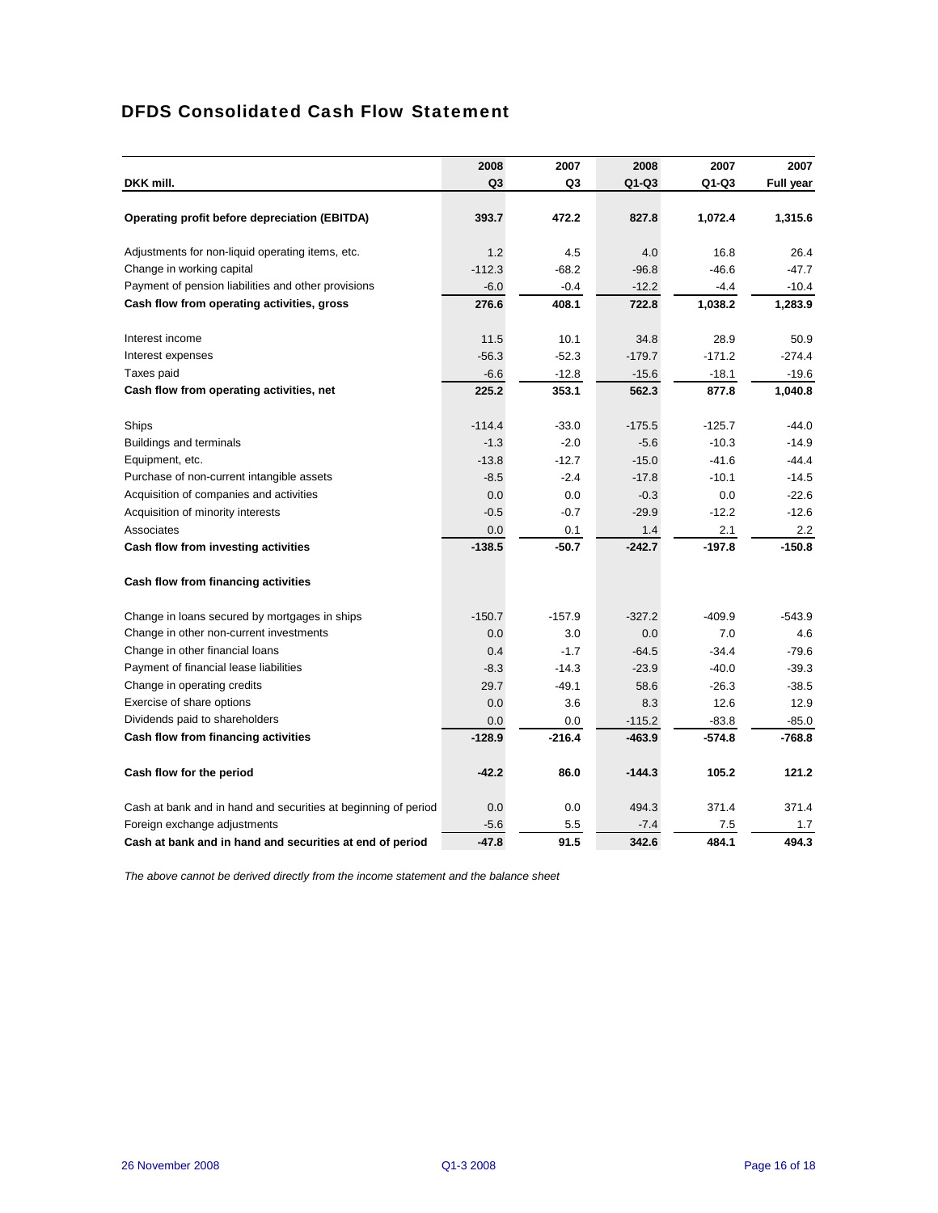## DFDS Consolidated Cash Flow Statement

| DKK mill. | 2008 Q3 | 2007 Q3 | 2008 Q1-Q3 | 2007 Q1-Q3 | 2007 Full year |
|---|---|---|---|---|---|
| **Operating profit before depreciation (EBITDA)** | **393.7** | **472.2** | **827.8** | **1,072.4** | **1,315.6** |
| Adjustments for non-liquid operating items, etc. | 1.2 | 4.5 | 4.0 | 16.8 | 26.4 |
| Change in working capital | -112.3 | -68.2 | -96.8 | -46.6 | -47.7 |
| Payment of pension liabilities and other provisions | -6.0 | -0.4 | -12.2 | -4.4 | -10.4 |
| **Cash flow from operating activities, gross** | **276.6** | **408.1** | **722.8** | **1,038.2** | **1,283.9** |
| Interest income | 11.5 | 10.1 | 34.8 | 28.9 | 50.9 |
| Interest expenses | -56.3 | -52.3 | -179.7 | -171.2 | -274.4 |
| Taxes paid | -6.6 | -12.8 | -15.6 | -18.1 | -19.6 |
| **Cash flow from operating activities, net** | **225.2** | **353.1** | **562.3** | **877.8** | **1,040.8** |
| Ships | -114.4 | -33.0 | -175.5 | -125.7 | -44.0 |
| Buildings and terminals | -1.3 | -2.0 | -5.6 | -10.3 | -14.9 |
| Equipment, etc. | -13.8 | -12.7 | -15.0 | -41.6 | -44.4 |
| Purchase of non-current intangible assets | -8.5 | -2.4 | -17.8 | -10.1 | -14.5 |
| Acquisition of companies and activities | 0.0 | 0.0 | -0.3 | 0.0 | -22.6 |
| Acquisition of minority interests | -0.5 | -0.7 | -29.9 | -12.2 | -12.6 |
| Associates | 0.0 | 0.1 | 1.4 | 2.1 | 2.2 |
| **Cash flow from investing activities** | **-138.5** | **-50.7** | **-242.7** | **-197.8** | **-150.8** |
| **Cash flow from financing activities** | | | | | |
| Change in loans secured by mortgages in ships | -150.7 | -157.9 | -327.2 | -409.9 | -543.9 |
| Change in other non-current investments | 0.0 | 3.0 | 0.0 | 7.0 | 4.6 |
| Change in other financial loans | 0.4 | -1.7 | -64.5 | -34.4 | -79.6 |
| Payment of financial lease liabilities | -8.3 | -14.3 | -23.9 | -40.0 | -39.3 |
| Change in operating credits | 29.7 | -49.1 | 58.6 | -26.3 | -38.5 |
| Exercise of share options | 0.0 | 3.6 | 8.3 | 12.6 | 12.9 |
| Dividends paid to shareholders | 0.0 | 0.0 | -115.2 | -83.8 | -85.0 |
| **Cash flow from financing activities** | **-128.9** | **-216.4** | **-463.9** | **-574.8** | **-768.8** |
| **Cash flow for the period** | **-42.2** | **86.0** | **-144.3** | **105.2** | **121.2** |
| Cash at bank and in hand and securities at beginning of period | 0.0 | 0.0 | 494.3 | 371.4 | 371.4 |
| Foreign exchange adjustments | -5.6 | 5.5 | -7.4 | 7.5 | 1.7 |
| **Cash at bank and in hand and securities at end of period** | **-47.8** | **91.5** | **342.6** | **484.1** | **494.3** |

*The above cannot be derived directly from the income statement and the balance sheet*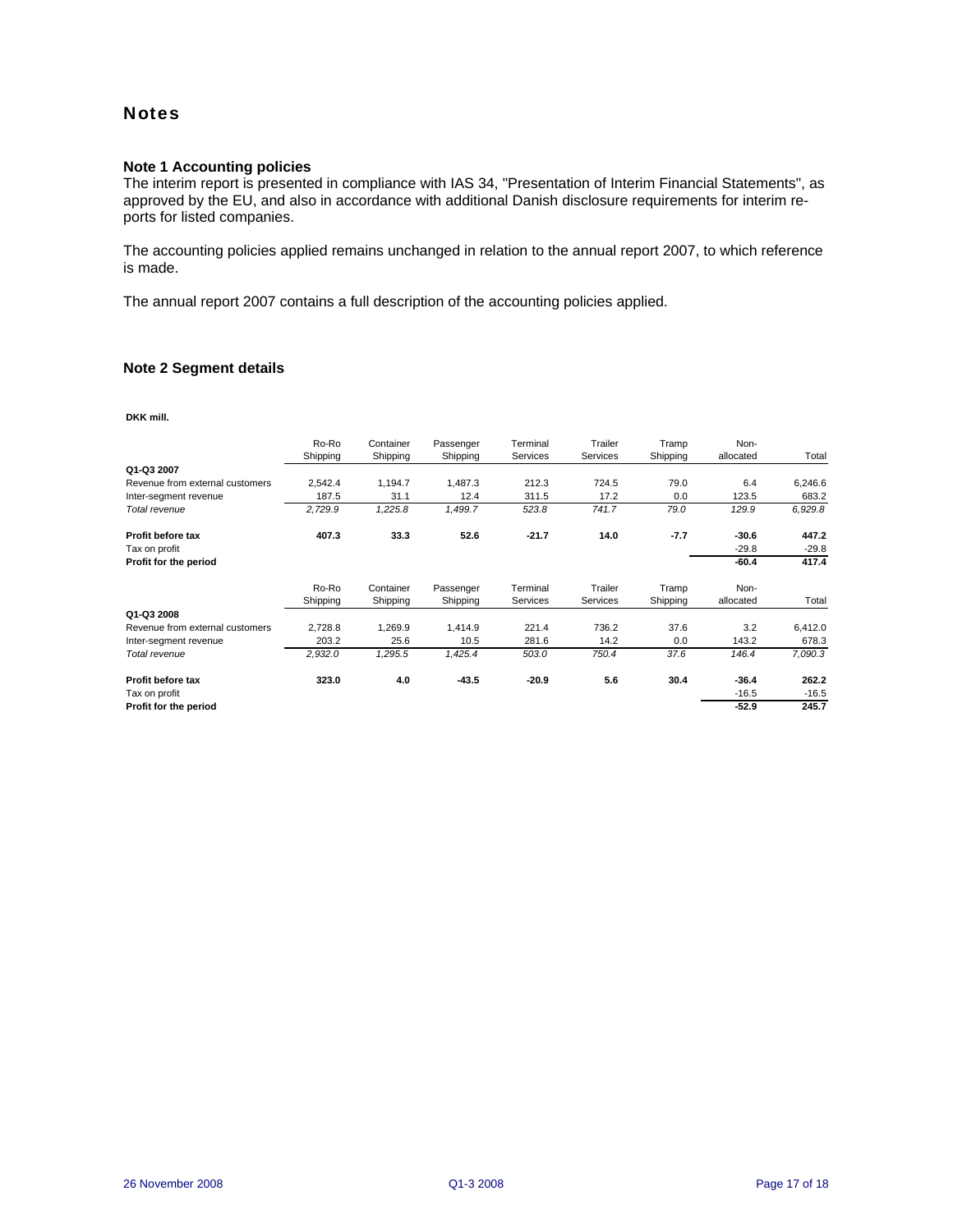# Notes

### Note 1 Accounting policies

The interim report is presented in compliance with IAS 34, "Presentation of Interim Financial Statements", as approved by the EU, and also in accordance with additional Danish disclosure requirements for interim reports for listed companies.

The accounting policies applied remains unchanged in relation to the annual report 2007, to which reference is made.

The annual report 2007 contains a full description of the accounting policies applied.

### Note 2 Segment details

**DKK mill.**

| | Ro-Ro Shipping | Container Shipping | Passenger Shipping | Terminal Services | Trailer Services | Tramp Shipping | Non-allocated | Total |
|---|---|---|---|---|---|---|---|---|
| **Q1-Q3 2007** | | | | | | | | |
| Revenue from external customers | 2,542.4 | 1,194.7 | 1,487.3 | 212.3 | 724.5 | 79.0 | 6.4 | 6,246.6 |
| Inter-segment revenue | 187.5 | 31.1 | 12.4 | 311.5 | 17.2 | 0.0 | 123.5 | 683.2 |
| *Total revenue* | *2,729.9* | *1,225.8* | *1,499.7* | *523.8* | *741.7* | *79.0* | *129.9* | *6,929.8* |
| **Profit before tax** | **407.3** | **33.3** | **52.6** | **-21.7** | **14.0** | **-7.7** | **-30.6** | **447.2** |
| Tax on profit | | | | | | | -29.8 | -29.8 |
| **Profit for the period** | | | | | | | **-60.4** | **417.4** |

| | Ro-Ro Shipping | Container Shipping | Passenger Shipping | Terminal Services | Trailer Services | Tramp Shipping | Non-allocated | Total |
|---|---|---|---|---|---|---|---|---|
| **Q1-Q3 2008** | | | | | | | | |
| Revenue from external customers | 2,728.8 | 1,269.9 | 1,414.9 | 221.4 | 736.2 | 37.6 | 3.2 | 6,412.0 |
| Inter-segment revenue | 203.2 | 25.6 | 10.5 | 281.6 | 14.2 | 0.0 | 143.2 | 678.3 |
| *Total revenue* | *2,932.0* | *1,295.5* | *1,425.4* | *503.0* | *750.4* | *37.6* | *146.4* | *7,090.3* |
| **Profit before tax** | **323.0** | **4.0** | **-43.5** | **-20.9** | **5.6** | **30.4** | **-36.4** | **262.2** |
| Tax on profit | | | | | | | -16.5 | -16.5 |
| **Profit for the period** | | | | | | | **-52.9** | **245.7** |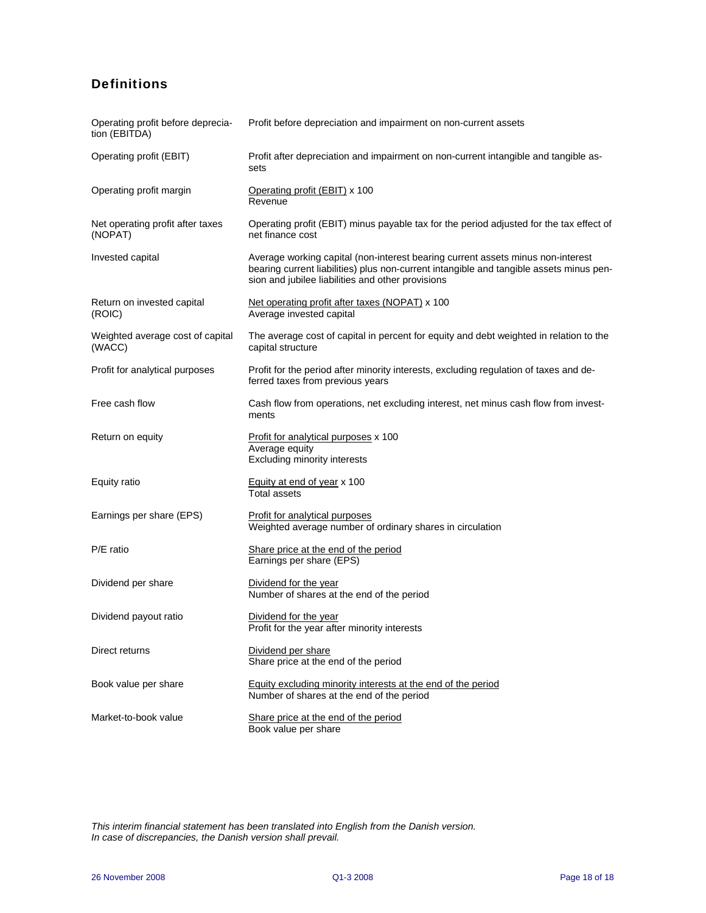## Definitions

| | |
|---|---|
| Operating profit before depreciation (EBITDA) | Profit before depreciation and impairment on non-current assets |
| Operating profit (EBIT) | Profit after depreciation and impairment on non-current intangible and tangible assets |
| Operating profit margin | $\frac{\text{Operating profit (EBIT)} \times 100}{\text{Revenue}}$ |
| Net operating profit after taxes (NOPAT) | Operating profit (EBIT) minus payable tax for the period adjusted for the tax effect of net finance cost |
| Invested capital | Average working capital (non-interest bearing current assets minus non-interest bearing current liabilities) plus non-current intangible and tangible assets minus pension and jubilee liabilities and other provisions |
| Return on invested capital (ROIC) | $\frac{\text{Net operating profit after taxes (NOPAT)} \times 100}{\text{Average invested capital}}$ |
| Weighted average cost of capital (WACC) | The average cost of capital in percent for equity and debt weighted in relation to the capital structure |
| Profit for analytical purposes | Profit for the period after minority interests, excluding regulation of taxes and deferred taxes from previous years |
| Free cash flow | Cash flow from operations, net excluding interest, net minus cash flow from investments |
| Return on equity | $\frac{\text{Profit for analytical purposes} \times 100}{\text{Average equity}}$ Excluding minority interests |
| Equity ratio | $\frac{\text{Equity at end of year} \times 100}{\text{Total assets}}$ |
| Earnings per share (EPS) | $\frac{\text{Profit for analytical purposes}}{\text{Weighted average number of ordinary shares in circulation}}$ |
| P/E ratio | $\frac{\text{Share price at the end of the period}}{\text{Earnings per share (EPS)}}$ |
| Dividend per share | $\frac{\text{Dividend for the year}}{\text{Number of shares at the end of the period}}$ |
| Dividend payout ratio | $\frac{\text{Dividend for the year}}{\text{Profit for the year after minority interests}}$ |
| Direct returns | $\frac{\text{Dividend per share}}{\text{Share price at the end of the period}}$ |
| Book value per share | $\frac{\text{Equity excluding minority interests at the end of the period}}{\text{Number of shares at the end of the period}}$ |
| Market-to-book value | $\frac{\text{Share price at the end of the period}}{\text{Book value per share}}$ |

*This interim financial statement has been translated into English from the Danish version. In case of discrepancies, the Danish version shall prevail.*